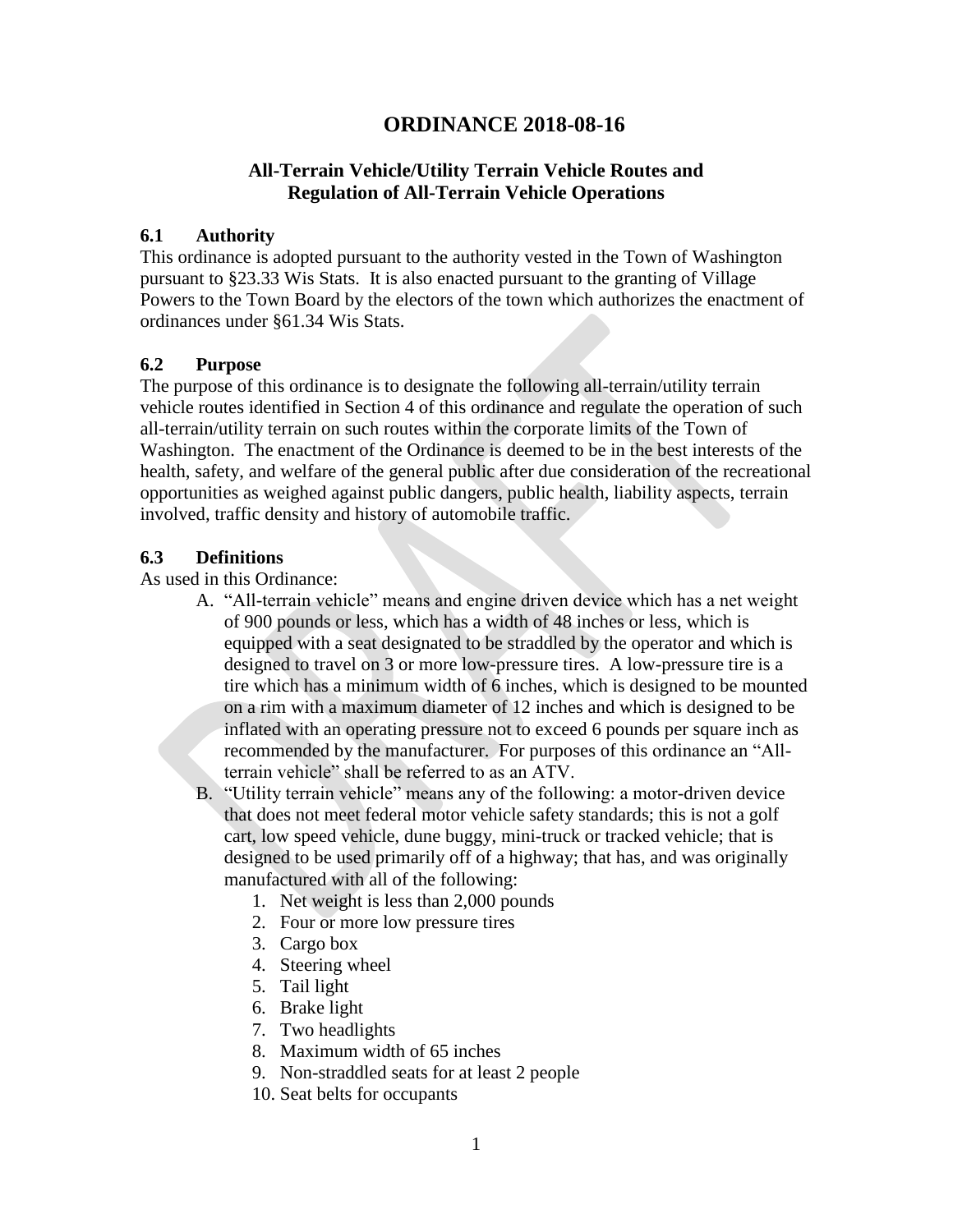# ORDINANCE 2018-08-16

## All-Terrain Vehicle/Utility Terrain Vehicle Routes and Regulation of All-Terrain Vehicle Operations

### 6.1 Authority

This ordinance is adopted pursuant to the authority vested in the Town of Washington pursuant to §23.33 Wis Stats. It is also enacted pursuant to the granting of Village Powers to the Town Board by the electors of the town which authorizes the enactment of ordinances under §61.34 Wis Stats.

### 6.2 Purpose

The purpose of this ordinance is to designate the following all-terrain/utility terrain vehicle routes identified in Section 4 of this ordinance and regulate the operation of such all-terrain/utility terrain on such routes within the corporate limits of the Town of Washington. The enactment of the Ordinance is deemed to be in the best interests of the health, safety, and welfare of the general public after due consideration of the recreational opportunities as weighed against public dangers, public health, liability aspects, terrain involved, traffic density and history of automobile traffic.

### 6.3 Definitions

As used in this Ordinance:

A. "All-terrain vehicle" means and engine driven device which has a net weight of 900 pounds or less, which has a width of 48 inches or less, which is equipped with a seat designated to be straddled by the operator and which is designed to travel on 3 or more low-pressure tires. A low-pressure tire is a tire which has a minimum width of 6 inches, which is designed to be mounted on a rim with a maximum diameter of 12 inches and which is designed to be inflated with an operating pressure not to exceed 6 pounds per square inch as recommended by the manufacturer. For purposes of this ordinance an "All-terrain vehicle" shall be referred to as an ATV.

B. "Utility terrain vehicle" means any of the following: a motor-driven device that does not meet federal motor vehicle safety standards; this is not a golf cart, low speed vehicle, dune buggy, mini-truck or tracked vehicle; that is designed to be used primarily off of a highway; that has, and was originally manufactured with all of the following:
   1. Net weight is less than 2,000 pounds
   2. Four or more low pressure tires
   3. Cargo box
   4. Steering wheel
   5. Tail light
   6. Brake light
   7. Two headlights
   8. Maximum width of 65 inches
   9. Non-straddled seats for at least 2 people
   10. Seat belts for occupants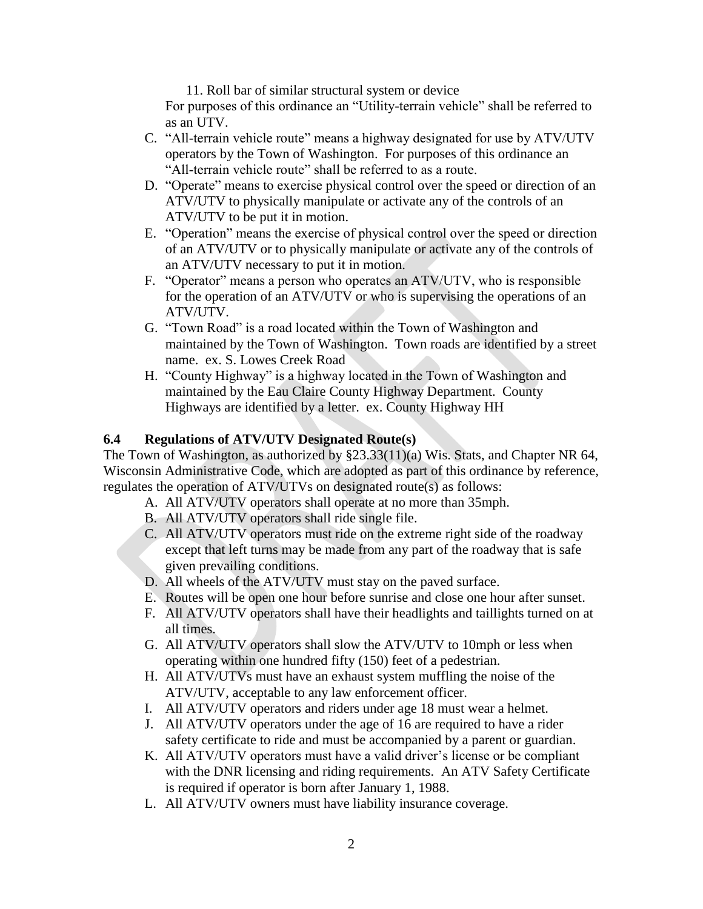11. Roll bar of similar structural system or device

For purposes of this ordinance an "Utility-terrain vehicle" shall be referred to as an UTV.

C. "All-terrain vehicle route" means a highway designated for use by ATV/UTV operators by the Town of Washington. For purposes of this ordinance an "All-terrain vehicle route" shall be referred to as a route.
D. "Operate" means to exercise physical control over the speed or direction of an ATV/UTV to physically manipulate or activate any of the controls of an ATV/UTV to be put it in motion.
E. "Operation" means the exercise of physical control over the speed or direction of an ATV/UTV or to physically manipulate or activate any of the controls of an ATV/UTV necessary to put it in motion.
F. "Operator" means a person who operates an ATV/UTV, who is responsible for the operation of an ATV/UTV or who is supervising the operations of an ATV/UTV.
G. "Town Road" is a road located within the Town of Washington and maintained by the Town of Washington. Town roads are identified by a street name. ex. S. Lowes Creek Road
H. "County Highway" is a highway located in the Town of Washington and maintained by the Eau Claire County Highway Department. County Highways are identified by a letter. ex. County Highway HH

### 6.4 Regulations of ATV/UTV Designated Route(s)

The Town of Washington, as authorized by §23.33(11)(a) Wis. Stats, and Chapter NR 64, Wisconsin Administrative Code, which are adopted as part of this ordinance by reference, regulates the operation of ATV/UTVs on designated route(s) as follows:

A. All ATV/UTV operators shall operate at no more than 35mph.
B. All ATV/UTV operators shall ride single file.
C. All ATV/UTV operators must ride on the extreme right side of the roadway except that left turns may be made from any part of the roadway that is safe given prevailing conditions.
D. All wheels of the ATV/UTV must stay on the paved surface.
E. Routes will be open one hour before sunrise and close one hour after sunset.
F. All ATV/UTV operators shall have their headlights and taillights turned on at all times.
G. All ATV/UTV operators shall slow the ATV/UTV to 10mph or less when operating within one hundred fifty (150) feet of a pedestrian.
H. All ATV/UTVs must have an exhaust system muffling the noise of the ATV/UTV, acceptable to any law enforcement officer.
I. All ATV/UTV operators and riders under age 18 must wear a helmet.
J. All ATV/UTV operators under the age of 16 are required to have a rider safety certificate to ride and must be accompanied by a parent or guardian.
K. All ATV/UTV operators must have a valid driver's license or be compliant with the DNR licensing and riding requirements. An ATV Safety Certificate is required if operator is born after January 1, 1988.
L. All ATV/UTV owners must have liability insurance coverage.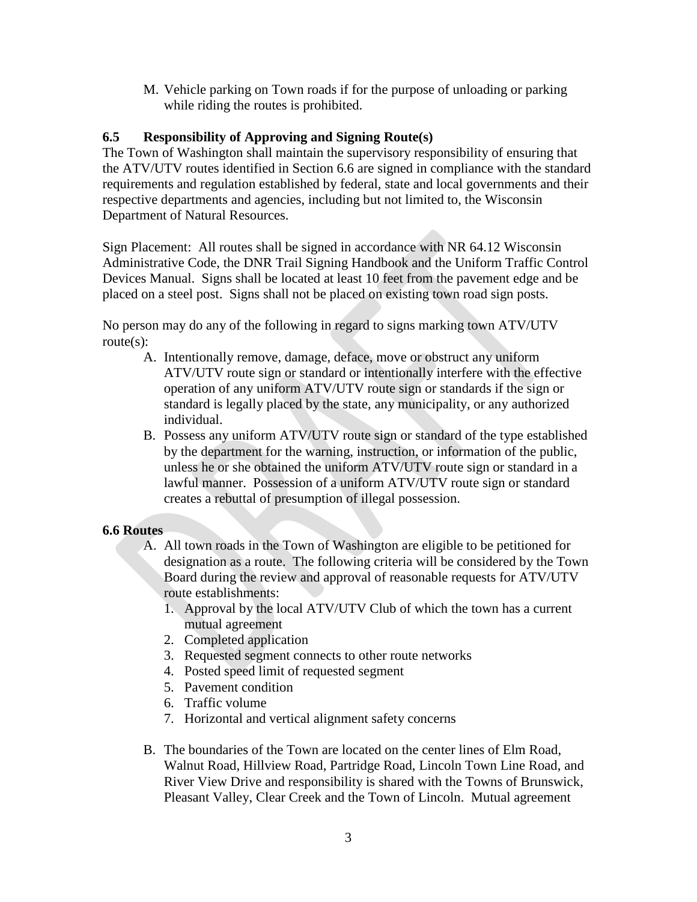M. Vehicle parking on Town roads if for the purpose of unloading or parking while riding the routes is prohibited.

### 6.5 Responsibility of Approving and Signing Route(s)

The Town of Washington shall maintain the supervisory responsibility of ensuring that the ATV/UTV routes identified in Section 6.6 are signed in compliance with the standard requirements and regulation established by federal, state and local governments and their respective departments and agencies, including but not limited to, the Wisconsin Department of Natural Resources.

Sign Placement: All routes shall be signed in accordance with NR 64.12 Wisconsin Administrative Code, the DNR Trail Signing Handbook and the Uniform Traffic Control Devices Manual. Signs shall be located at least 10 feet from the pavement edge and be placed on a steel post. Signs shall not be placed on existing town road sign posts.

No person may do any of the following in regard to signs marking town ATV/UTV route(s):

A. Intentionally remove, damage, deface, move or obstruct any uniform ATV/UTV route sign or standard or intentionally interfere with the effective operation of any uniform ATV/UTV route sign or standards if the sign or standard is legally placed by the state, any municipality, or any authorized individual.
B. Possess any uniform ATV/UTV route sign or standard of the type established by the department for the warning, instruction, or information of the public, unless he or she obtained the uniform ATV/UTV route sign or standard in a lawful manner. Possession of a uniform ATV/UTV route sign or standard creates a rebuttal of presumption of illegal possession.

### 6.6 Routes

A. All town roads in the Town of Washington are eligible to be petitioned for designation as a route. The following criteria will be considered by the Town Board during the review and approval of reasonable requests for ATV/UTV route establishments:
   1. Approval by the local ATV/UTV Club of which the town has a current mutual agreement
   2. Completed application
   3. Requested segment connects to other route networks
   4. Posted speed limit of requested segment
   5. Pavement condition
   6. Traffic volume
   7. Horizontal and vertical alignment safety concerns

B. The boundaries of the Town are located on the center lines of Elm Road, Walnut Road, Hillview Road, Partridge Road, Lincoln Town Line Road, and River View Drive and responsibility is shared with the Towns of Brunswick, Pleasant Valley, Clear Creek and the Town of Lincoln. Mutual agreement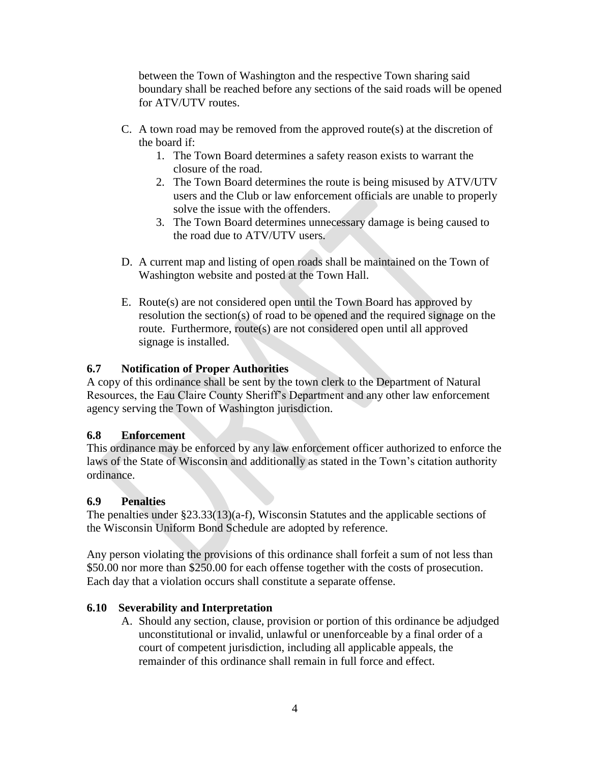between the Town of Washington and the respective Town sharing said boundary shall be reached before any sections of the said roads will be opened for ATV/UTV routes.

C. A town road may be removed from the approved route(s) at the discretion of the board if:
   1. The Town Board determines a safety reason exists to warrant the closure of the road.
   2. The Town Board determines the route is being misused by ATV/UTV users and the Club or law enforcement officials are unable to properly solve the issue with the offenders.
   3. The Town Board determines unnecessary damage is being caused to the road due to ATV/UTV users.

D. A current map and listing of open roads shall be maintained on the Town of Washington website and posted at the Town Hall.

E. Route(s) are not considered open until the Town Board has approved by resolution the section(s) of road to be opened and the required signage on the route. Furthermore, route(s) are not considered open until all approved signage is installed.

**6.7 Notification of Proper Authorities**

A copy of this ordinance shall be sent by the town clerk to the Department of Natural Resources, the Eau Claire County Sheriff's Department and any other law enforcement agency serving the Town of Washington jurisdiction.

**6.8 Enforcement**

This ordinance may be enforced by any law enforcement officer authorized to enforce the laws of the State of Wisconsin and additionally as stated in the Town's citation authority ordinance.

**6.9 Penalties**

The penalties under §23.33(13)(a-f), Wisconsin Statutes and the applicable sections of the Wisconsin Uniform Bond Schedule are adopted by reference.

Any person violating the provisions of this ordinance shall forfeit a sum of not less than $50.00 nor more than $250.00 for each offense together with the costs of prosecution. Each day that a violation occurs shall constitute a separate offense.

**6.10 Severability and Interpretation**

A. Should any section, clause, provision or portion of this ordinance be adjudged unconstitutional or invalid, unlawful or unenforceable by a final order of a court of competent jurisdiction, including all applicable appeals, the remainder of this ordinance shall remain in full force and effect.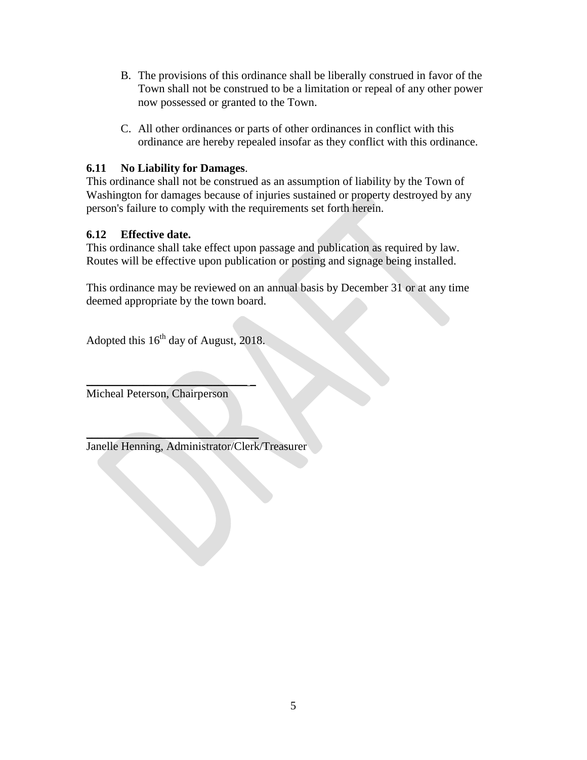B. The provisions of this ordinance shall be liberally construed in favor of the Town shall not be construed to be a limitation or repeal of any other power now possessed or granted to the Town.

C. All other ordinances or parts of other ordinances in conflict with this ordinance are hereby repealed insofar as they conflict with this ordinance.

**6.11 No Liability for Damages**.

This ordinance shall not be construed as an assumption of liability by the Town of Washington for damages because of injuries sustained or property destroyed by any person's failure to comply with the requirements set forth herein.

**6.12 Effective date.**

This ordinance shall take effect upon passage and publication as required by law. Routes will be effective upon publication or posting and signage being installed.

This ordinance may be reviewed on an annual basis by December 31 or at any time deemed appropriate by the town board.

Adopted this 16th day of August, 2018.

_____________________________

Micheal Peterson, Chairperson

_____________________________

Janelle Henning, Administrator/Clerk/Treasurer